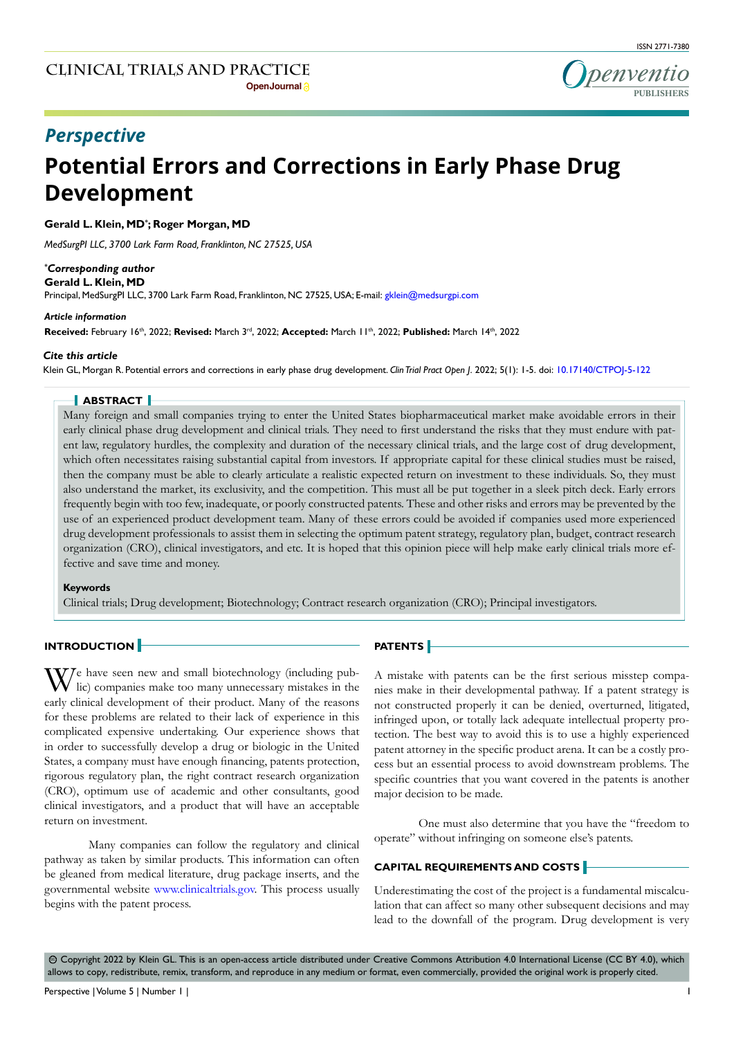ISSN 2771-7380

CLINICAL TRIALS AND PRACTICE
OpenJournal

Openventio PUBLISHERS

*Perspective*

# Potential Errors and Corrections in Early Phase Drug Development

**Gerald L. Klein, MD*; Roger Morgan, MD**

*MedSurgPI LLC, 3700 Lark Farm Road, Franklinton, NC 27525, USA*

***Corresponding author***
**Gerald L. Klein, MD**
Principal, MedSurgPI LLC, 3700 Lark Farm Road, Franklinton, NC 27525, USA; E-mail: gklein@medsurgpi.com

***Article information***
**Received:** February 16th, 2022; **Revised:** March 3rd, 2022; **Accepted:** March 11th, 2022; **Published:** March 14th, 2022

***Cite this article***
Klein GL, Morgan R. Potential errors and corrections in early phase drug development. *Clin Trial Pract Open J*. 2022; 5(1): 1-5. doi: 10.17140/CTPOJ-5-122

## ABSTRACT

Many foreign and small companies trying to enter the United States biopharmaceutical market make avoidable errors in their early clinical phase drug development and clinical trials. They need to first understand the risks that they must endure with patent law, regulatory hurdles, the complexity and duration of the necessary clinical trials, and the large cost of drug development, which often necessitates raising substantial capital from investors. If appropriate capital for these clinical studies must be raised, then the company must be able to clearly articulate a realistic expected return on investment to these individuals. So, they must also understand the market, its exclusivity, and the competition. This must all be put together in a sleek pitch deck. Early errors frequently begin with too few, inadequate, or poorly constructed patents. These and other risks and errors may be prevented by the use of an experienced product development team. Many of these errors could be avoided if companies used more experienced drug development professionals to assist them in selecting the optimum patent strategy, regulatory plan, budget, contract research organization (CRO), clinical investigators, and etc. It is hoped that this opinion piece will help make early clinical trials more effective and save time and money.

**Keywords**
Clinical trials; Drug development; Biotechnology; Contract research organization (CRO); Principal investigators.

## INTRODUCTION

We have seen new and small biotechnology (including public) companies make too many unnecessary mistakes in the early clinical development of their product. Many of the reasons for these problems are related to their lack of experience in this complicated expensive undertaking. Our experience shows that in order to successfully develop a drug or biologic in the United States, a company must have enough financing, patents protection, rigorous regulatory plan, the right contract research organization (CRO), optimum use of academic and other consultants, good clinical investigators, and a product that will have an acceptable return on investment.

Many companies can follow the regulatory and clinical pathway as taken by similar products. This information can often be gleaned from medical literature, drug package inserts, and the governmental website www.clinicaltrials.gov. This process usually begins with the patent process.

## PATENTS

A mistake with patents can be the first serious misstep companies make in their developmental pathway. If a patent strategy is not constructed properly it can be denied, overturned, litigated, infringed upon, or totally lack adequate intellectual property protection. The best way to avoid this is to use a highly experienced patent attorney in the specific product arena. It can be a costly process but an essential process to avoid downstream problems. The specific countries that you want covered in the patents is another major decision to be made.

One must also determine that you have the "freedom to operate" without infringing on someone else's patents.

## CAPITAL REQUIREMENTS AND COSTS

Underestimating the cost of the project is a fundamental miscalculation that can affect so many other subsequent decisions and may lead to the downfall of the program. Drug development is very

© Copyright 2022 by Klein GL. This is an open-access article distributed under Creative Commons Attribution 4.0 International License (CC BY 4.0), which allows to copy, redistribute, remix, transform, and reproduce in any medium or format, even commercially, provided the original work is properly cited.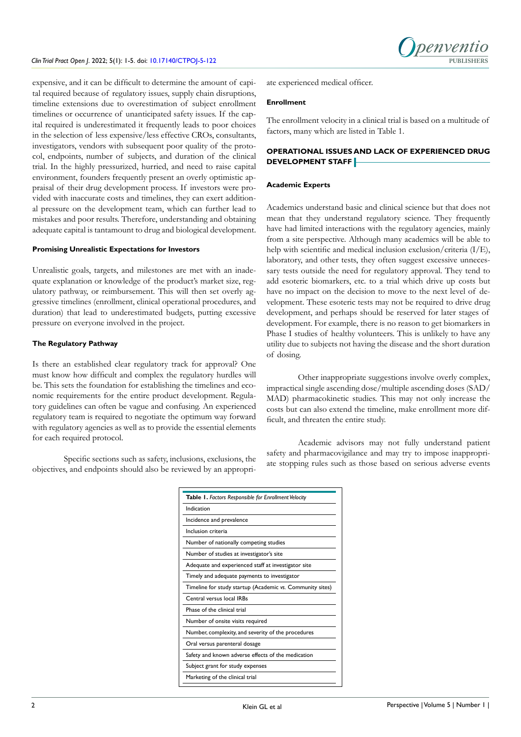expensive, and it can be difficult to determine the amount of capital required because of regulatory issues, supply chain disruptions, timeline extensions due to overestimation of subject enrollment timelines or occurrence of unanticipated safety issues. If the capital required is underestimated it frequently leads to poor choices in the selection of less expensive/less effective CROs, consultants, investigators, vendors with subsequent poor quality of the protocol, endpoints, number of subjects, and duration of the clinical trial. In the highly pressurized, hurried, and need to raise capital environment, founders frequently present an overly optimistic appraisal of their drug development process. If investors were provided with inaccurate costs and timelines, they can exert additional pressure on the development team, which can further lead to mistakes and poor results. Therefore, understanding and obtaining adequate capital is tantamount to drug and biological development.

#### Promising Unrealistic Expectations for Investors

Unrealistic goals, targets, and milestones are met with an inadequate explanation or knowledge of the product's market size, regulatory pathway, or reimbursement. This will then set overly aggressive timelines (enrollment, clinical operational procedures, and duration) that lead to underestimated budgets, putting excessive pressure on everyone involved in the project.

#### The Regulatory Pathway

Is there an established clear regulatory track for approval? One must know how difficult and complex the regulatory hurdles will be. This sets the foundation for establishing the timelines and economic requirements for the entire product development. Regulatory guidelines can often be vague and confusing. An experienced regulatory team is required to negotiate the optimum way forward with regulatory agencies as well as to provide the essential elements for each required protocol.

Specific sections such as safety, inclusions, exclusions, the objectives, and endpoints should also be reviewed by an appropriate experienced medical officer.

#### Enrollment

The enrollment velocity in a clinical trial is based on a multitude of factors, many which are listed in Table 1.

## OPERATIONAL ISSUES AND LACK OF EXPERIENCED DRUG DEVELOPMENT STAFF

#### Academic Experts

Academics understand basic and clinical science but that does not mean that they understand regulatory science. They frequently have had limited interactions with the regulatory agencies, mainly from a site perspective. Although many academics will be able to help with scientific and medical inclusion exclusion/criteria (I/E), laboratory, and other tests, they often suggest excessive unnecessary tests outside the need for regulatory approval. They tend to add esoteric biomarkers, etc. to a trial which drive up costs but have no impact on the decision to move to the next level of development. These esoteric tests may not be required to drive drug development, and perhaps should be reserved for later stages of development. For example, there is no reason to get biomarkers in Phase I studies of healthy volunteers. This is unlikely to have any utility due to subjects not having the disease and the short duration of dosing.

Other inappropriate suggestions involve overly complex, impractical single ascending dose/multiple ascending doses (SAD/MAD) pharmacokinetic studies. This may not only increase the costs but can also extend the timeline, make enrollment more difficult, and threaten the entire study.

Academic advisors may not fully understand patient safety and pharmacovigilance and may try to impose inappropriate stopping rules such as those based on serious adverse events

| **Table 1.** *Factors Responsible for Enrollment Velocity* |
|---|
| Indication |
| Incidence and prevalence |
| Inclusion criteria |
| Number of nationally competing studies |
| Number of studies at investigator's site |
| Adequate and experienced staff at investigator site |
| Timely and adequate payments to investigator |
| Timeline for study startup (Academic *vs.* Community sites) |
| Central versus local IRBs |
| Phase of the clinical trial |
| Number of onsite visits required |
| Number, complexity, and severity of the procedures |
| Oral versus parenteral dosage |
| Safety and known adverse effects of the medication |
| Subject grant for study expenses |
| Marketing of the clinical trial |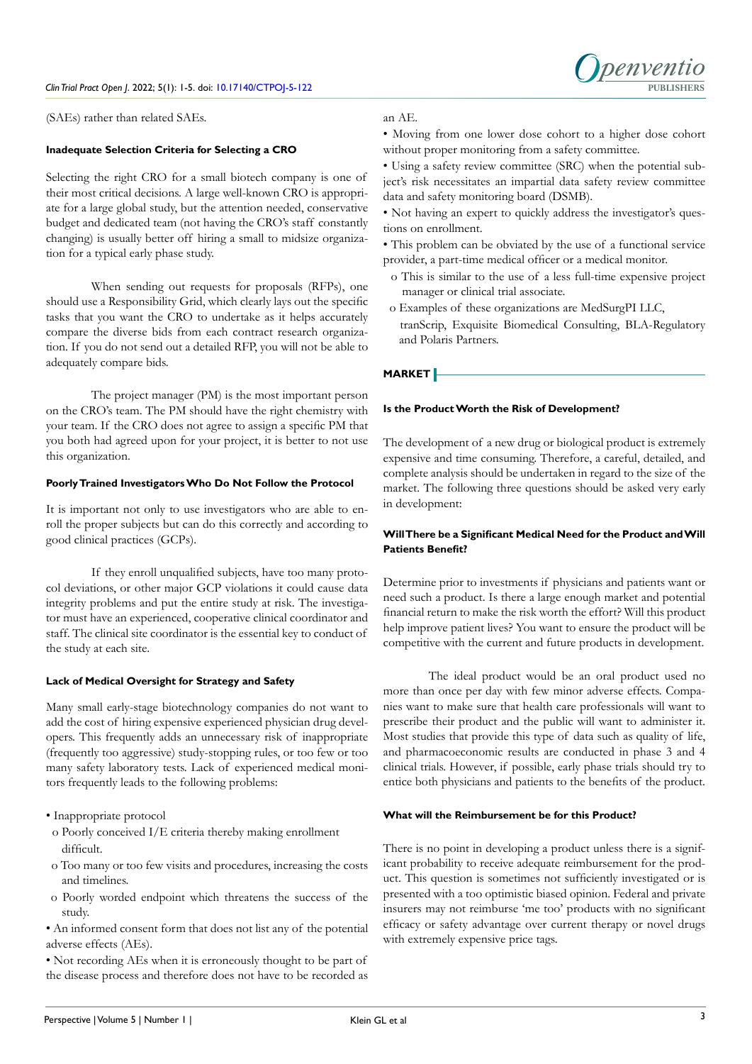(SAEs) rather than related SAEs.

### Inadequate Selection Criteria for Selecting a CRO

Selecting the right CRO for a small biotech company is one of their most critical decisions. A large well-known CRO is appropriate for a large global study, but the attention needed, conservative budget and dedicated team (not having the CRO's staff constantly changing) is usually better off hiring a small to midsize organization for a typical early phase study.

When sending out requests for proposals (RFPs), one should use a Responsibility Grid, which clearly lays out the specific tasks that you want the CRO to undertake as it helps accurately compare the diverse bids from each contract research organization. If you do not send out a detailed RFP, you will not be able to adequately compare bids.

The project manager (PM) is the most important person on the CRO's team. The PM should have the right chemistry with your team. If the CRO does not agree to assign a specific PM that you both had agreed upon for your project, it is better to not use this organization.

### Poorly Trained Investigators Who Do Not Follow the Protocol

It is important not only to use investigators who are able to enroll the proper subjects but can do this correctly and according to good clinical practices (GCPs).

If they enroll unqualified subjects, have too many protocol deviations, or other major GCP violations it could cause data integrity problems and put the entire study at risk. The investigator must have an experienced, cooperative clinical coordinator and staff. The clinical site coordinator is the essential key to conduct of the study at each site.

### Lack of Medical Oversight for Strategy and Safety

Many small early-stage biotechnology companies do not want to add the cost of hiring expensive experienced physician drug developers. This frequently adds an unnecessary risk of inappropriate (frequently too aggressive) study-stopping rules, or too few or too many safety laboratory tests. Lack of experienced medical monitors frequently leads to the following problems:

- Inappropriate protocol
  - Poorly conceived I/E criteria thereby making enrollment difficult.
  - Too many or too few visits and procedures, increasing the costs and timelines.
  - Poorly worded endpoint which threatens the success of the study.
- An informed consent form that does not list any of the potential adverse effects (AEs).
- Not recording AEs when it is erroneously thought to be part of the disease process and therefore does not have to be recorded as an AE.
- Moving from one lower dose cohort to a higher dose cohort without proper monitoring from a safety committee.
- Using a safety review committee (SRC) when the potential subject's risk necessitates an impartial data safety review committee data and safety monitoring board (DSMB).
- Not having an expert to quickly address the investigator's questions on enrollment.
- This problem can be obviated by the use of a functional service provider, a part-time medical officer or a medical monitor.
  - This is similar to the use of a less full-time expensive project manager or clinical trial associate.
  - Examples of these organizations are MedSurgPI LLC, tranScrip, Exquisite Biomedical Consulting, BLA-Regulatory and Polaris Partners.

## MARKET

### Is the Product Worth the Risk of Development?

The development of a new drug or biological product is extremely expensive and time consuming. Therefore, a careful, detailed, and complete analysis should be undertaken in regard to the size of the market. The following three questions should be asked very early in development:

### Will There be a Significant Medical Need for the Product and Will Patients Benefit?

Determine prior to investments if physicians and patients want or need such a product. Is there a large enough market and potential financial return to make the risk worth the effort? Will this product help improve patient lives? You want to ensure the product will be competitive with the current and future products in development.

The ideal product would be an oral product used no more than once per day with few minor adverse effects. Companies want to make sure that health care professionals will want to prescribe their product and the public will want to administer it. Most studies that provide this type of data such as quality of life, and pharmacoeconomic results are conducted in phase 3 and 4 clinical trials. However, if possible, early phase trials should try to entice both physicians and patients to the benefits of the product.

### What will the Reimbursement be for this Product?

There is no point in developing a product unless there is a significant probability to receive adequate reimbursement for the product. This question is sometimes not sufficiently investigated or is presented with a too optimistic biased opinion. Federal and private insurers may not reimburse 'me too' products with no significant efficacy or safety advantage over current therapy or novel drugs with extremely expensive price tags.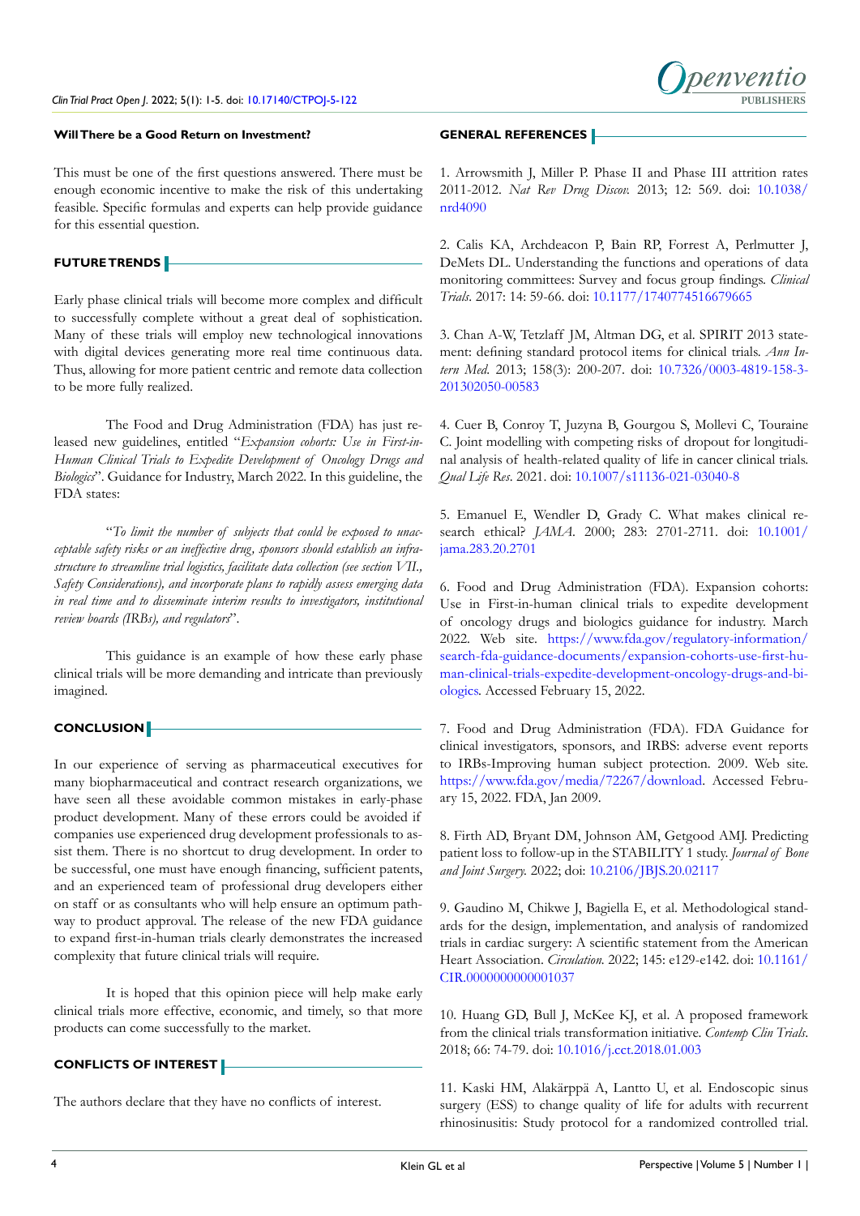### Will There be a Good Return on Investment?

This must be one of the first questions answered. There must be enough economic incentive to make the risk of this undertaking feasible. Specific formulas and experts can help provide guidance for this essential question.

## FUTURE TRENDS

Early phase clinical trials will become more complex and difficult to successfully complete without a great deal of sophistication. Many of these trials will employ new technological innovations with digital devices generating more real time continuous data. Thus, allowing for more patient centric and remote data collection to be more fully realized.

The Food and Drug Administration (FDA) has just released new guidelines, entitled "*Expansion cohorts: Use in First-in-Human Clinical Trials to Expedite Development of Oncology Drugs and Biologics*". Guidance for Industry, March 2022. In this guideline, the FDA states:

"*To limit the number of subjects that could be exposed to unacceptable safety risks or an ineffective drug, sponsors should establish an infrastructure to streamline trial logistics, facilitate data collection (see section VII., Safety Considerations), and incorporate plans to rapidly assess emerging data in real time and to disseminate interim results to investigators, institutional review boards (IRBs), and regulators*".

This guidance is an example of how these early phase clinical trials will be more demanding and intricate than previously imagined.

## CONCLUSION

In our experience of serving as pharmaceutical executives for many biopharmaceutical and contract research organizations, we have seen all these avoidable common mistakes in early-phase product development. Many of these errors could be avoided if companies use experienced drug development professionals to assist them. There is no shortcut to drug development. In order to be successful, one must have enough financing, sufficient patents, and an experienced team of professional drug developers either on staff or as consultants who will help ensure an optimum pathway to product approval. The release of the new FDA guidance to expand first-in-human trials clearly demonstrates the increased complexity that future clinical trials will require.

It is hoped that this opinion piece will help make early clinical trials more effective, economic, and timely, so that more products can come successfully to the market.

## CONFLICTS OF INTEREST

The authors declare that they have no conflicts of interest.

## GENERAL REFERENCES

1. Arrowsmith J, Miller P. Phase II and Phase III attrition rates 2011-2012. *Nat Rev Drug Discov.* 2013; 12: 569. doi: 10.1038/nrd4090

2. Calis KA, Archdeacon P, Bain RP, Forrest A, Perlmutter J, DeMets DL. Understanding the functions and operations of data monitoring committees: Survey and focus group findings. *Clinical Trials*. 2017: 14: 59-66. doi: 10.1177/1740774516679665

3. Chan A-W, Tetzlaff JM, Altman DG, et al. SPIRIT 2013 statement: defining standard protocol items for clinical trials. *Ann Intern Med.* 2013; 158(3): 200-207. doi: 10.7326/0003-4819-158-3-201302050-00583

4. Cuer B, Conroy T, Juzyna B, Gourgou S, Mollevi C, Touraine C. Joint modelling with competing risks of dropout for longitudinal analysis of health-related quality of life in cancer clinical trials. *Qual Life Res*. 2021. doi: 10.1007/s11136-021-03040-8

5. Emanuel E, Wendler D, Grady C. What makes clinical research ethical? *JAMA*. 2000; 283: 2701-2711. doi: 10.1001/jama.283.20.2701

6. Food and Drug Administration (FDA). Expansion cohorts: Use in First-in-human clinical trials to expedite development of oncology drugs and biologics guidance for industry. March 2022. Web site. https://www.fda.gov/regulatory-information/search-fda-guidance-documents/expansion-cohorts-use-first-human-clinical-trials-expedite-development-oncology-drugs-and-biologics. Accessed February 15, 2022.

7. Food and Drug Administration (FDA). FDA Guidance for clinical investigators, sponsors, and IRBS: adverse event reports to IRBs-Improving human subject protection. 2009. Web site. https://www.fda.gov/media/72267/download. Accessed February 15, 2022. FDA, Jan 2009.

8. Firth AD, Bryant DM, Johnson AM, Getgood AMJ. Predicting patient loss to follow-up in the STABILITY 1 study. *Journal of Bone and Joint Surgery.* 2022; doi: 10.2106/JBJS.20.02117

9. Gaudino M, Chikwe J, Bagiella E, et al. Methodological standards for the design, implementation, and analysis of randomized trials in cardiac surgery: A scientific statement from the American Heart Association. *Circulation.* 2022; 145: e129-e142. doi: 10.1161/CIR.0000000000001037

10. Huang GD, Bull J, McKee KJ, et al. A proposed framework from the clinical trials transformation initiative. *Contemp Clin Trials*. 2018; 66: 74-79. doi: 10.1016/j.cct.2018.01.003

11. Kaski HM, Alakärppä A, Lantto U, et al. Endoscopic sinus surgery (ESS) to change quality of life for adults with recurrent rhinosinusitis: Study protocol for a randomized controlled trial.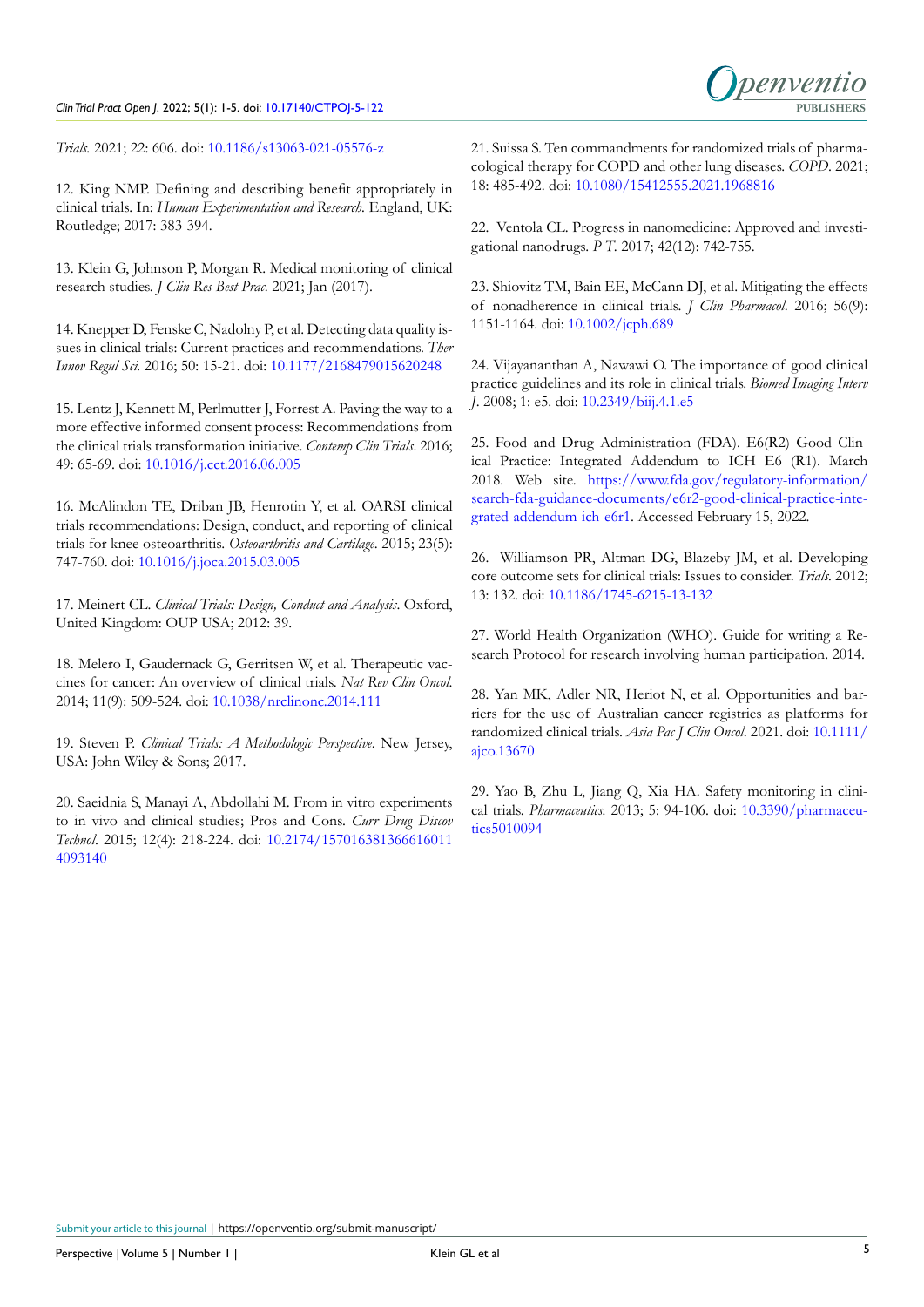*Trials.* 2021; 22: 606. doi: 10.1186/s13063-021-05576-z

12. King NMP. Defining and describing benefit appropriately in clinical trials. In: *Human Experimentation and Research.* England, UK: Routledge; 2017: 383-394.

13. Klein G, Johnson P, Morgan R. Medical monitoring of clinical research studies. *J Clin Res Best Prac.* 2021; Jan (2017).

14. Knepper D, Fenske C, Nadolny P, et al. Detecting data quality issues in clinical trials: Current practices and recommendations. *Ther Innov Regul Sci.* 2016; 50: 15-21. doi: 10.1177/2168479015620248

15. Lentz J, Kennett M, Perlmutter J, Forrest A. Paving the way to a more effective informed consent process: Recommendations from the clinical trials transformation initiative. *Contemp Clin Trials.* 2016; 49: 65-69. doi: 10.1016/j.cct.2016.06.005

16. McAlindon TE, Driban JB, Henrotin Y, et al. OARSI clinical trials recommendations: Design, conduct, and reporting of clinical trials for knee osteoarthritis. *Osteoarthritis and Cartilage.* 2015; 23(5): 747-760. doi: 10.1016/j.joca.2015.03.005

17. Meinert CL. *Clinical Trials: Design, Conduct and Analysis.* Oxford, United Kingdom: OUP USA; 2012: 39.

18. Melero I, Gaudernack G, Gerritsen W, et al. Therapeutic vaccines for cancer: An overview of clinical trials. *Nat Rev Clin Oncol.* 2014; 11(9): 509-524. doi: 10.1038/nrclinonc.2014.111

19. Steven P. *Clinical Trials: A Methodologic Perspective.* New Jersey, USA: John Wiley & Sons; 2017.

20. Saeidnia S, Manayi A, Abdollahi M. From in vitro experiments to in vivo and clinical studies; Pros and Cons. *Curr Drug Discov Technol.* 2015; 12(4): 218-224. doi: 10.2174/1570163813666160114093140

21. Suissa S. Ten commandments for randomized trials of pharmacological therapy for COPD and other lung diseases. *COPD.* 2021; 18: 485-492. doi: 10.1080/15412555.2021.1968816

22. Ventola CL. Progress in nanomedicine: Approved and investigational nanodrugs. *P T.* 2017; 42(12): 742-755.

23. Shiovitz TM, Bain EE, McCann DJ, et al. Mitigating the effects of nonadherence in clinical trials. *J Clin Pharmacol.* 2016; 56(9): 1151-1164. doi: 10.1002/jcph.689

24. Vijayananthan A, Nawawi O. The importance of good clinical practice guidelines and its role in clinical trials. *Biomed Imaging Interv J.* 2008; 1: e5. doi: 10.2349/biij.4.1.e5

25. Food and Drug Administration (FDA). E6(R2) Good Clinical Practice: Integrated Addendum to ICH E6 (R1). March 2018. Web site. https://www.fda.gov/regulatory-information/search-fda-guidance-documents/e6r2-good-clinical-practice-integrated-addendum-ich-e6r1. Accessed February 15, 2022.

26. Williamson PR, Altman DG, Blazeby JM, et al. Developing core outcome sets for clinical trials: Issues to consider. *Trials.* 2012; 13: 132. doi: 10.1186/1745-6215-13-132

27. World Health Organization (WHO). Guide for writing a Research Protocol for research involving human participation. 2014.

28. Yan MK, Adler NR, Heriot N, et al. Opportunities and barriers for the use of Australian cancer registries as platforms for randomized clinical trials. *Asia Pac J Clin Oncol.* 2021. doi: 10.1111/ajco.13670

29. Yao B, Zhu L, Jiang Q, Xia HA. Safety monitoring in clinical trials. *Pharmaceutics.* 2013; 5: 94-106. doi: 10.3390/pharmaceutics5010094